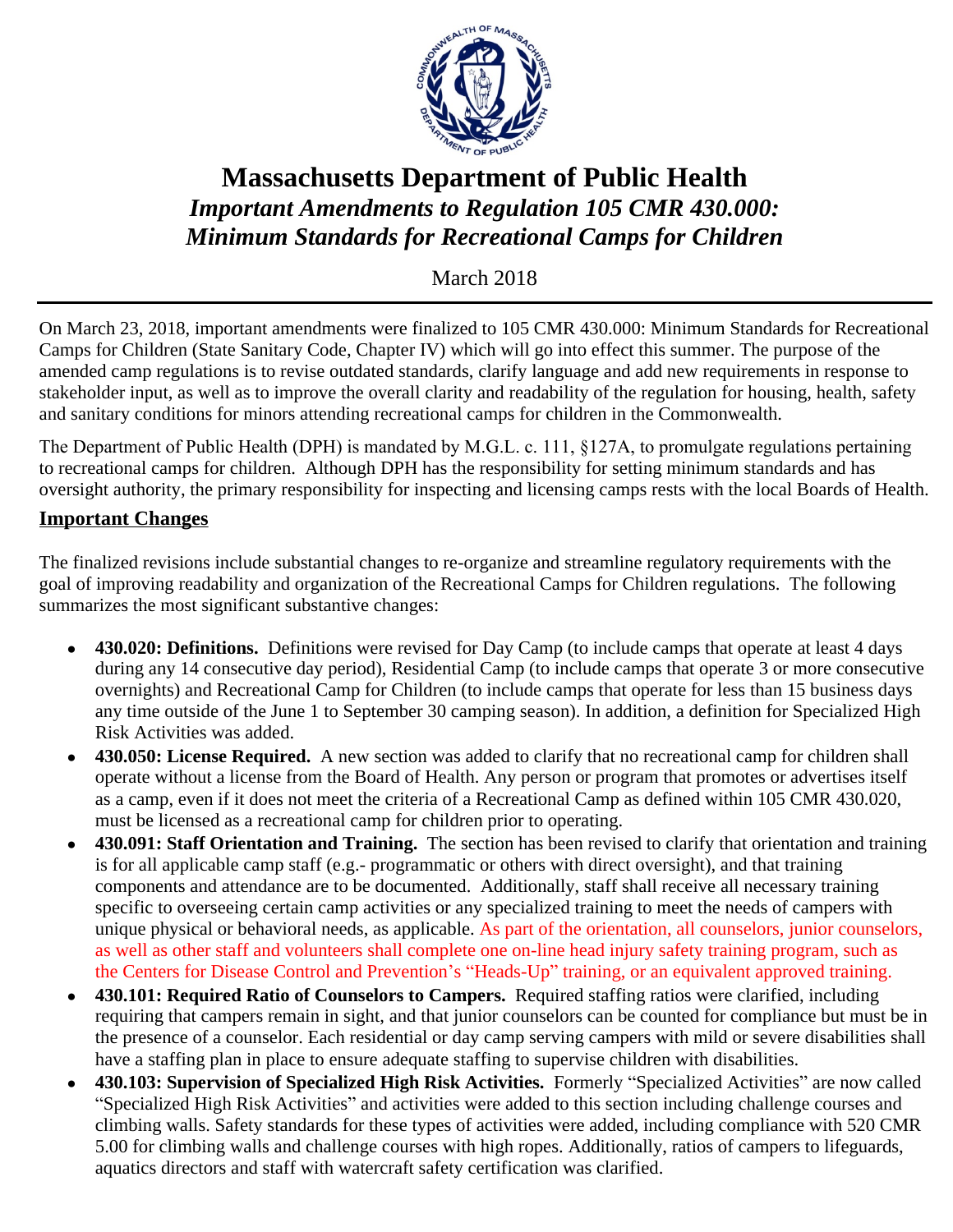# Massachusetts Department of Public Health

## *Important Amendments to Regulation 105 CMR 430.000: Minimum Standards for Recreational Camps for Children*

March 2018

On March 23, 2018, important amendments were finalized to 105 CMR 430.000: Minimum Standards for Recreational Camps for Children (State Sanitary Code, Chapter IV) which will go into effect this summer. The purpose of the amended camp regulations is to revise outdated standards, clarify language and add new requirements in response to stakeholder input, as well as to improve the overall clarity and readability of the regulation for housing, health, safety and sanitary conditions for minors attending recreational camps for children in the Commonwealth.

The Department of Public Health (DPH) is mandated by M.G.L. c. 111, §127A, to promulgate regulations pertaining to recreational camps for children. Although DPH has the responsibility for setting minimum standards and has oversight authority, the primary responsibility for inspecting and licensing camps rests with the local Boards of Health.

### Important Changes

The finalized revisions include substantial changes to re-organize and streamline regulatory requirements with the goal of improving readability and organization of the Recreational Camps for Children regulations. The following summarizes the most significant substantive changes:

- **430.020: Definitions.** Definitions were revised for Day Camp (to include camps that operate at least 4 days during any 14 consecutive day period), Residential Camp (to include camps that operate 3 or more consecutive overnights) and Recreational Camp for Children (to include camps that operate for less than 15 business days any time outside of the June 1 to September 30 camping season). In addition, a definition for Specialized High Risk Activities was added.
- **430.050: License Required.** A new section was added to clarify that no recreational camp for children shall operate without a license from the Board of Health. Any person or program that promotes or advertises itself as a camp, even if it does not meet the criteria of a Recreational Camp as defined within 105 CMR 430.020, must be licensed as a recreational camp for children prior to operating.
- **430.091: Staff Orientation and Training.** The section has been revised to clarify that orientation and training is for all applicable camp staff (e.g.- programmatic or others with direct oversight), and that training components and attendance are to be documented. Additionally, staff shall receive all necessary training specific to overseeing certain camp activities or any specialized training to meet the needs of campers with unique physical or behavioral needs, as applicable. As part of the orientation, all counselors, junior counselors, as well as other staff and volunteers shall complete one on-line head injury safety training program, such as the Centers for Disease Control and Prevention's "Heads-Up" training, or an equivalent approved training.
- **430.101: Required Ratio of Counselors to Campers.** Required staffing ratios were clarified, including requiring that campers remain in sight, and that junior counselors can be counted for compliance but must be in the presence of a counselor. Each residential or day camp serving campers with mild or severe disabilities shall have a staffing plan in place to ensure adequate staffing to supervise children with disabilities.
- **430.103: Supervision of Specialized High Risk Activities.** Formerly "Specialized Activities" are now called "Specialized High Risk Activities" and activities were added to this section including challenge courses and climbing walls. Safety standards for these types of activities were added, including compliance with 520 CMR 5.00 for climbing walls and challenge courses with high ropes. Additionally, ratios of campers to lifeguards, aquatics directors and staff with watercraft safety certification was clarified.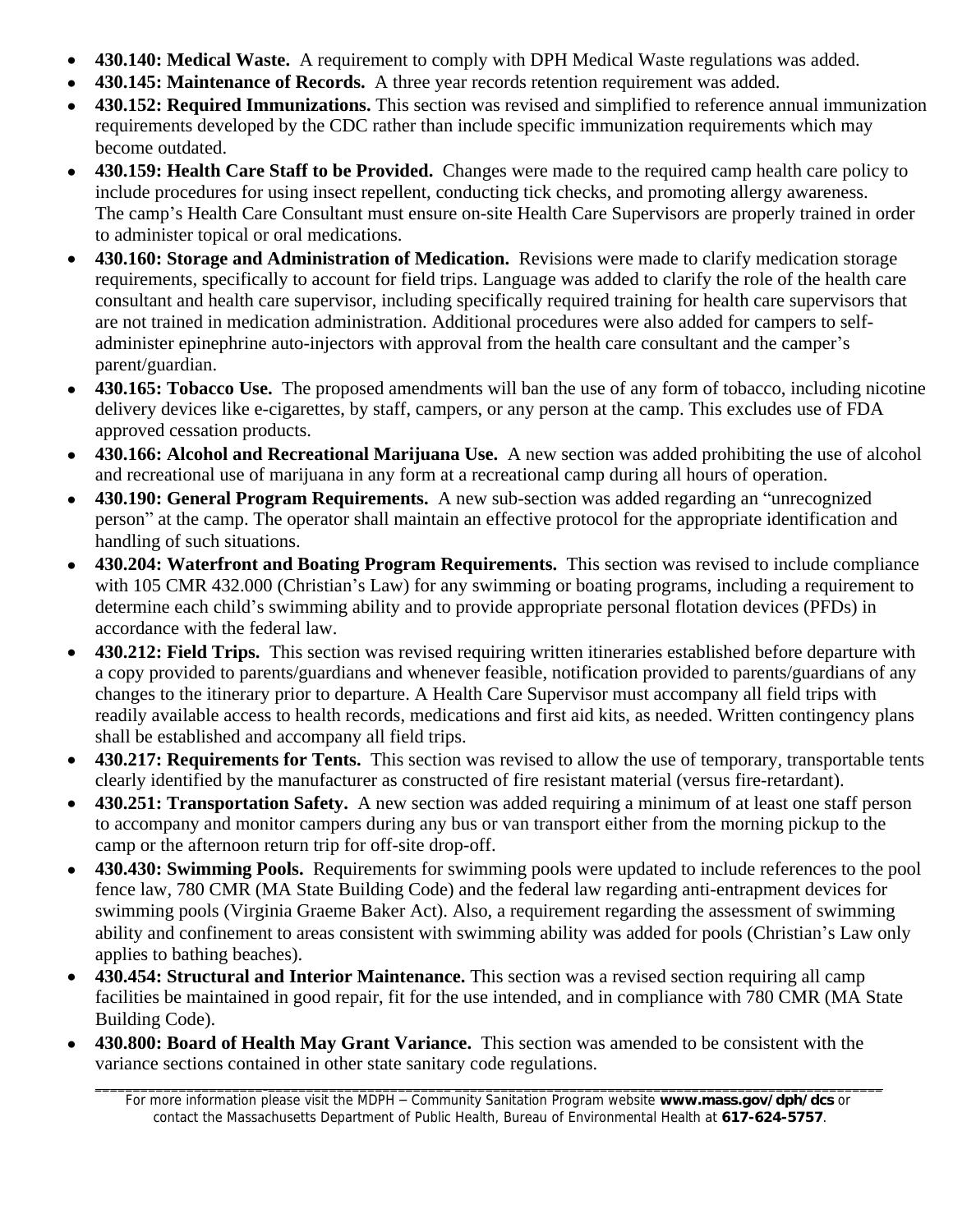- **430.140: Medical Waste.** A requirement to comply with DPH Medical Waste regulations was added.
- **430.145: Maintenance of Records.** A three year records retention requirement was added.
- **430.152: Required Immunizations.** This section was revised and simplified to reference annual immunization requirements developed by the CDC rather than include specific immunization requirements which may become outdated.
- **430.159: Health Care Staff to be Provided.** Changes were made to the required camp health care policy to include procedures for using insect repellent, conducting tick checks, and promoting allergy awareness. The camp's Health Care Consultant must ensure on-site Health Care Supervisors are properly trained in order to administer topical or oral medications.
- **430.160: Storage and Administration of Medication.** Revisions were made to clarify medication storage requirements, specifically to account for field trips. Language was added to clarify the role of the health care consultant and health care supervisor, including specifically required training for health care supervisors that are not trained in medication administration. Additional procedures were also added for campers to self-administer epinephrine auto-injectors with approval from the health care consultant and the camper's parent/guardian.
- **430.165: Tobacco Use.** The proposed amendments will ban the use of any form of tobacco, including nicotine delivery devices like e-cigarettes, by staff, campers, or any person at the camp. This excludes use of FDA approved cessation products.
- **430.166: Alcohol and Recreational Marijuana Use.** A new section was added prohibiting the use of alcohol and recreational use of marijuana in any form at a recreational camp during all hours of operation.
- **430.190: General Program Requirements.** A new sub-section was added regarding an "unrecognized person" at the camp. The operator shall maintain an effective protocol for the appropriate identification and handling of such situations.
- **430.204: Waterfront and Boating Program Requirements.** This section was revised to include compliance with 105 CMR 432.000 (Christian's Law) for any swimming or boating programs, including a requirement to determine each child's swimming ability and to provide appropriate personal flotation devices (PFDs) in accordance with the federal law.
- **430.212: Field Trips.** This section was revised requiring written itineraries established before departure with a copy provided to parents/guardians and whenever feasible, notification provided to parents/guardians of any changes to the itinerary prior to departure. A Health Care Supervisor must accompany all field trips with readily available access to health records, medications and first aid kits, as needed. Written contingency plans shall be established and accompany all field trips.
- **430.217: Requirements for Tents.** This section was revised to allow the use of temporary, transportable tents clearly identified by the manufacturer as constructed of fire resistant material (versus fire-retardant).
- **430.251: Transportation Safety.** A new section was added requiring a minimum of at least one staff person to accompany and monitor campers during any bus or van transport either from the morning pickup to the camp or the afternoon return trip for off-site drop-off.
- **430.430: Swimming Pools.** Requirements for swimming pools were updated to include references to the pool fence law, 780 CMR (MA State Building Code) and the federal law regarding anti-entrapment devices for swimming pools (Virginia Graeme Baker Act). Also, a requirement regarding the assessment of swimming ability and confinement to areas consistent with swimming ability was added for pools (Christian's Law only applies to bathing beaches).
- **430.454: Structural and Interior Maintenance.** This section was a revised section requiring all camp facilities be maintained in good repair, fit for the use intended, and in compliance with 780 CMR (MA State Building Code).
- **430.800: Board of Health May Grant Variance.** This section was amended to be consistent with the variance sections contained in other state sanitary code regulations.

---

For more information please visit the MDPH – Community Sanitation Program website **www.mass.gov/dph/dcs** or contact the Massachusetts Department of Public Health, Bureau of Environmental Health at **617-624-5757**.